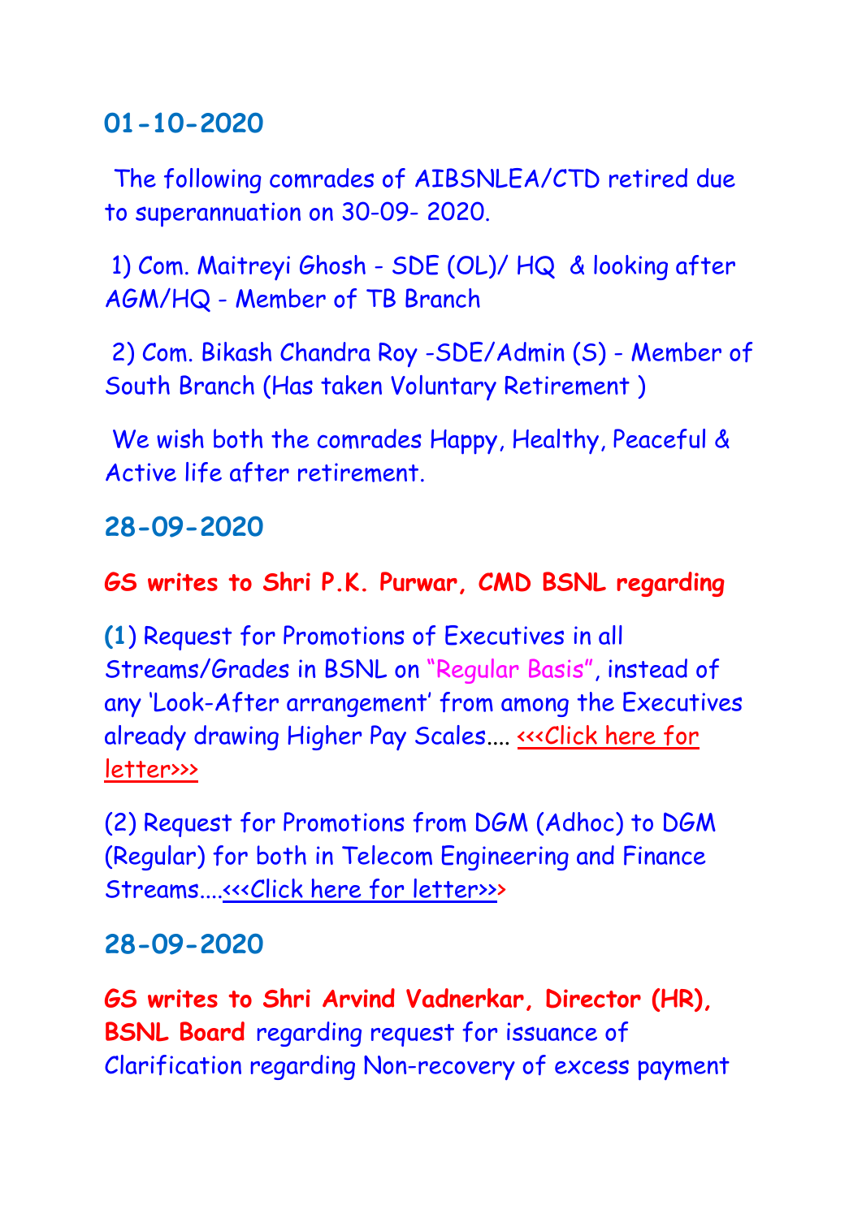## 01-10-2020

The following comrades of AIBSNLEA/CTD retired due to superannuation on 30-09- 2020.

1) Com. Maitreyi Ghosh - SDE (OL)/ HQ & looking after AGM/HQ - Member of TB Branch

2) Com. Bikash Chandra Roy -SDE/Admin (S) - Member of South Branch (Has taken Voluntary Retirement )

We wish both the comrades Happy, Healthy, Peaceful & Active life after retirement.

## 28-09-2020

**GS writes to Shri P.K. Purwar, CMD BSNL regarding**

**(1)** Request for Promotions of Executives in all Streams/Grades in BSNL on "Regular Basis", instead of any 'Look-After arrangement' from among the Executives already drawing Higher Pay Scales.... <<<Click here for letter>>>

(2) Request for Promotions from DGM (Adhoc) to DGM (Regular) for both in Telecom Engineering and Finance Streams....<<<Click here for letter>>>

## 28-09-2020

**GS writes to Shri Arvind Vadnerkar, Director (HR), BSNL Board** regarding request for issuance of Clarification regarding Non-recovery of excess payment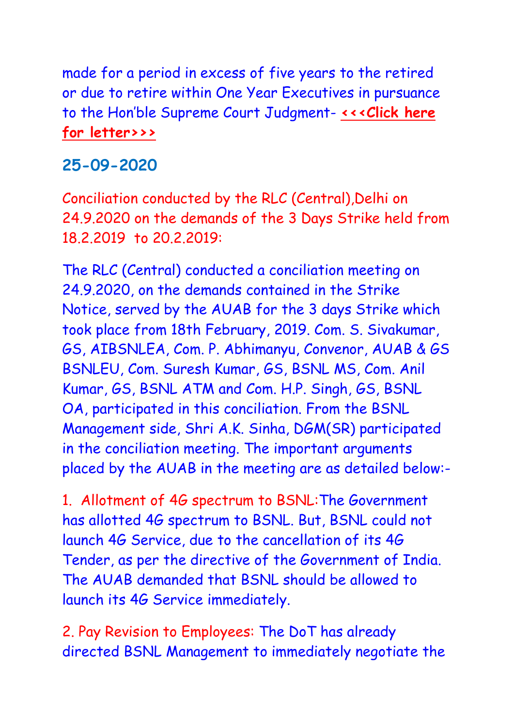made for a period in excess of five years to the retired or due to retire within One Year Executives in pursuance to the Hon'ble Supreme Court Judgment- **<<<Click here for letter>>>**

## 25-09-2020

Conciliation conducted by the RLC (Central),Delhi on 24.9.2020 on the demands of the 3 Days Strike held from 18.2.2019 to 20.2.2019:

The RLC (Central) conducted a conciliation meeting on 24.9.2020, on the demands contained in the Strike Notice, served by the AUAB for the 3 days Strike which took place from 18th February, 2019. Com. S. Sivakumar, GS, AIBSNLEA, Com. P. Abhimanyu, Convenor, AUAB & GS BSNLEU, Com. Suresh Kumar, GS, BSNL MS, Com. Anil Kumar, GS, BSNL ATM and Com. H.P. Singh, GS, BSNL OA, participated in this conciliation. From the BSNL Management side, Shri A.K. Sinha, DGM(SR) participated in the conciliation meeting. The important arguments placed by the AUAB in the meeting are as detailed below:-

1. Allotment of 4G spectrum to BSNL:The Government has allotted 4G spectrum to BSNL. But, BSNL could not launch 4G Service, due to the cancellation of its 4G Tender, as per the directive of the Government of India. The AUAB demanded that BSNL should be allowed to launch its 4G Service immediately.

2. Pay Revision to Employees: The DoT has already directed BSNL Management to immediately negotiate the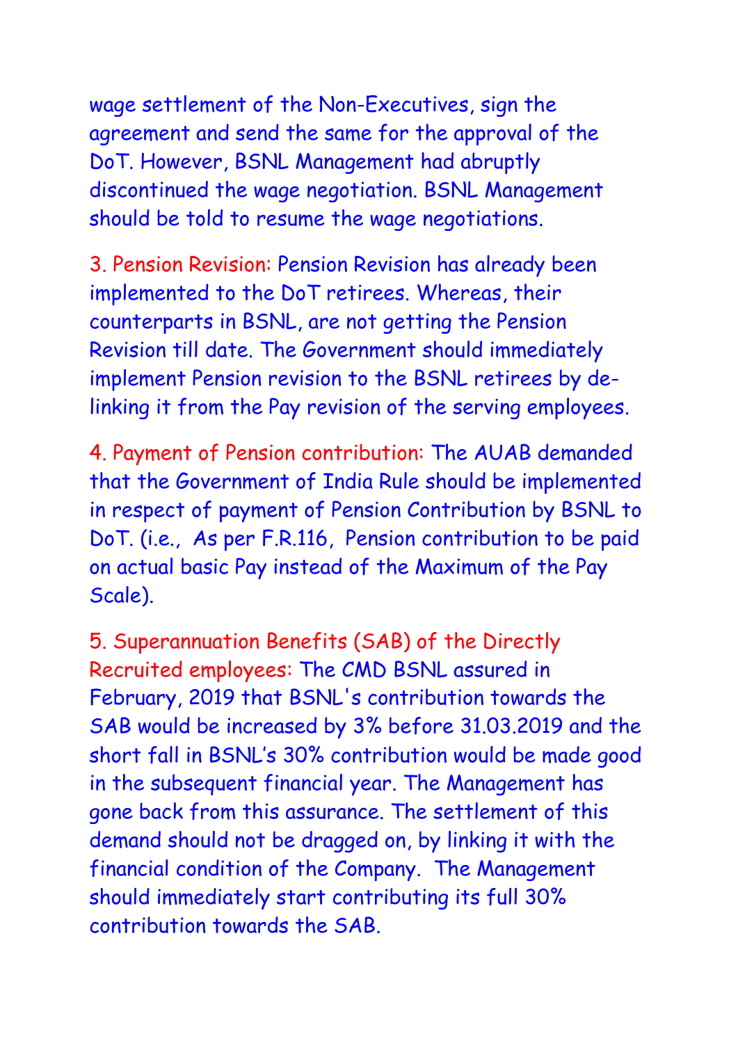wage settlement of the Non-Executives, sign the agreement and send the same for the approval of the DoT. However, BSNL Management had abruptly discontinued the wage negotiation. BSNL Management should be told to resume the wage negotiations.

3. Pension Revision: Pension Revision has already been implemented to the DoT retirees. Whereas, their counterparts in BSNL, are not getting the Pension Revision till date. The Government should immediately implement Pension revision to the BSNL retirees by de-linking it from the Pay revision of the serving employees.

4. Payment of Pension contribution: The AUAB demanded that the Government of India Rule should be implemented in respect of payment of Pension Contribution by BSNL to DoT. (i.e., As per F.R.116, Pension contribution to be paid on actual basic Pay instead of the Maximum of the Pay Scale).

5. Superannuation Benefits (SAB) of the Directly Recruited employees: The CMD BSNL assured in February, 2019 that BSNL's contribution towards the SAB would be increased by 3% before 31.03.2019 and the short fall in BSNL's 30% contribution would be made good in the subsequent financial year. The Management has gone back from this assurance. The settlement of this demand should not be dragged on, by linking it with the financial condition of the Company. The Management should immediately start contributing its full 30% contribution towards the SAB.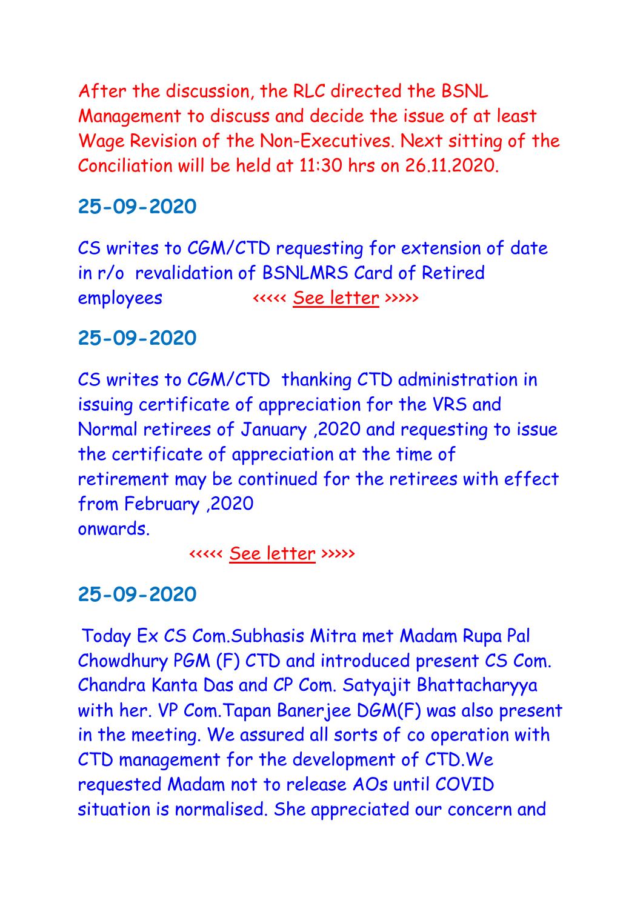After the discussion, the RLC directed the BSNL Management to discuss and decide the issue of at least Wage Revision of the Non-Executives. Next sitting of the Conciliation will be held at 11:30 hrs on 26.11.2020.

## 25-09-2020

CS writes to CGM/CTD requesting for extension of date in r/o revalidation of BSNLMRS Card of Retired employees <<<<< See letter >>>>>

## 25-09-2020

CS writes to CGM/CTD thanking CTD administration in issuing certificate of appreciation for the VRS and Normal retirees of January ,2020 and requesting to issue the certificate of appreciation at the time of retirement may be continued for the retirees with effect from February ,2020
onwards.

<<<<< See letter >>>>>

## 25-09-2020

Today Ex CS Com.Subhasis Mitra met Madam Rupa Pal Chowdhury PGM (F) CTD and introduced present CS Com. Chandra Kanta Das and CP Com. Satyajit Bhattacharyya with her. VP Com.Tapan Banerjee DGM(F) was also present in the meeting. We assured all sorts of co operation with CTD management for the development of CTD.We requested Madam not to release AOs until COVID situation is normalised. She appreciated our concern and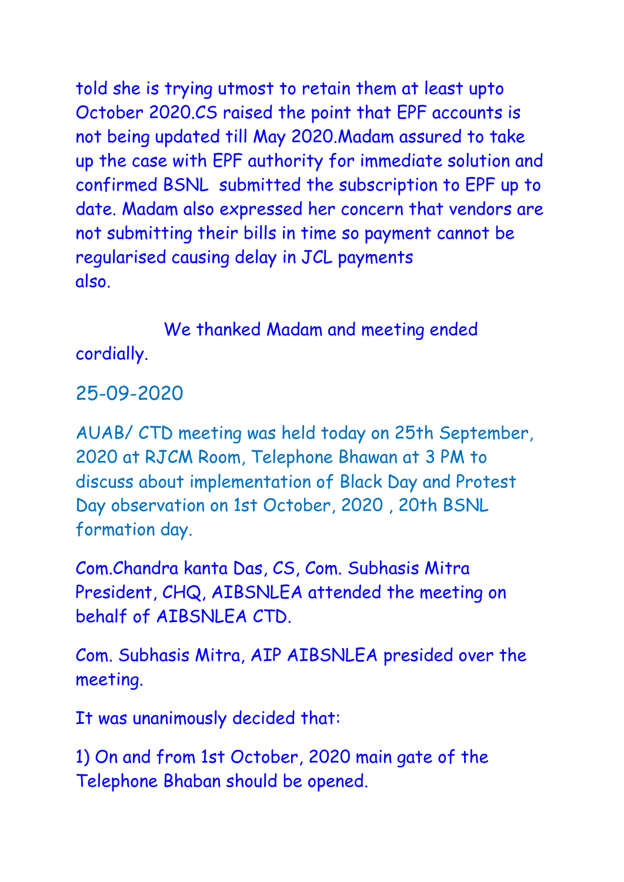told she is trying utmost to retain them at least upto October 2020.CS raised the point that EPF accounts is not being updated till May 2020.Madam assured to take up the case with EPF authority for immediate solution and confirmed BSNL submitted the subscription to EPF up to date. Madam also expressed her concern that vendors are not submitting their bills in time so payment cannot be regularised causing delay in JCL payments also.

We thanked Madam and meeting ended cordially.

25-09-2020

AUAB/ CTD meeting was held today on 25th September, 2020 at RJCM Room, Telephone Bhawan at 3 PM to discuss about implementation of Black Day and Protest Day observation on 1st October, 2020 , 20th BSNL formation day.

Com.Chandra kanta Das, CS, Com. Subhasis Mitra President, CHQ, AIBSNLEA attended the meeting on behalf of AIBSNLEA CTD.

Com. Subhasis Mitra, AIP AIBSNLEA presided over the meeting.

It was unanimously decided that:

1) On and from 1st October, 2020 main gate of the Telephone Bhaban should be opened.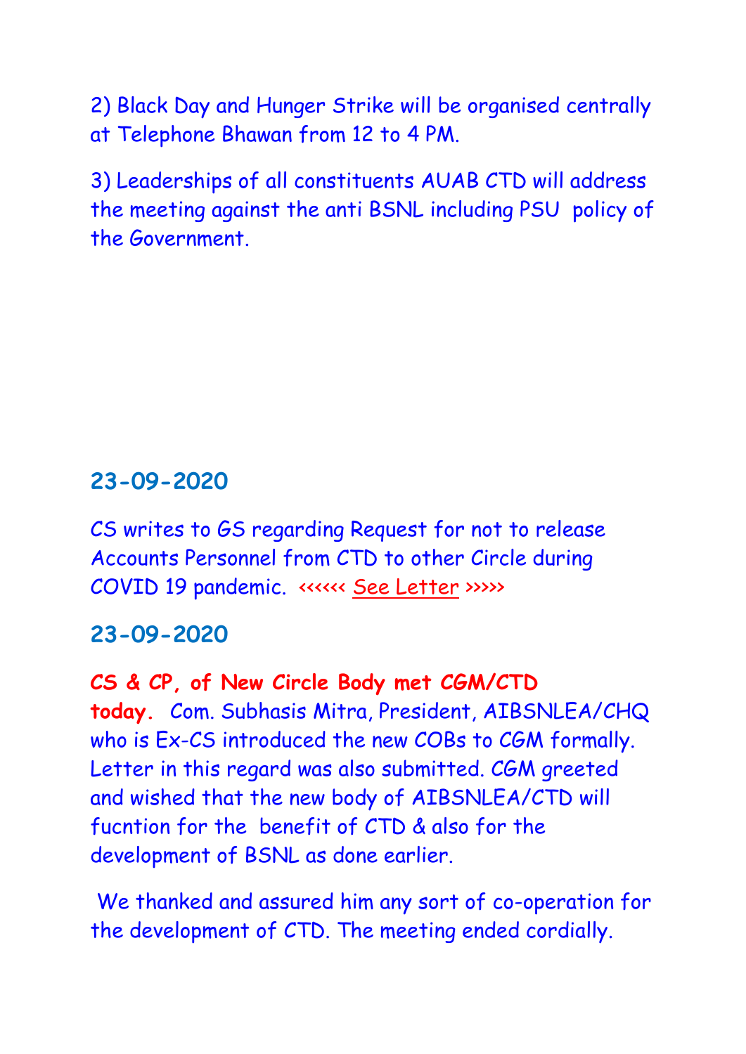2) Black Day and Hunger Strike will be organised centrally at Telephone Bhawan from 12 to 4 PM.

3) Leaderships of all constituents AUAB CTD will address the meeting against the anti BSNL including PSU policy of the Government.

## 23-09-2020

CS writes to GS regarding Request for not to release Accounts Personnel from CTD to other Circle during COVID 19 pandemic. <<<<<< See Letter >>>>>

## 23-09-2020

**CS & CP, of New Circle Body met CGM/CTD today.** Com. Subhasis Mitra, President, AIBSNLEA/CHQ who is Ex-CS introduced the new COBs to CGM formally. Letter in this regard was also submitted. CGM greeted and wished that the new body of AIBSNLEA/CTD will fucntion for the benefit of CTD & also for the development of BSNL as done earlier.

We thanked and assured him any sort of co-operation for the development of CTD. The meeting ended cordially.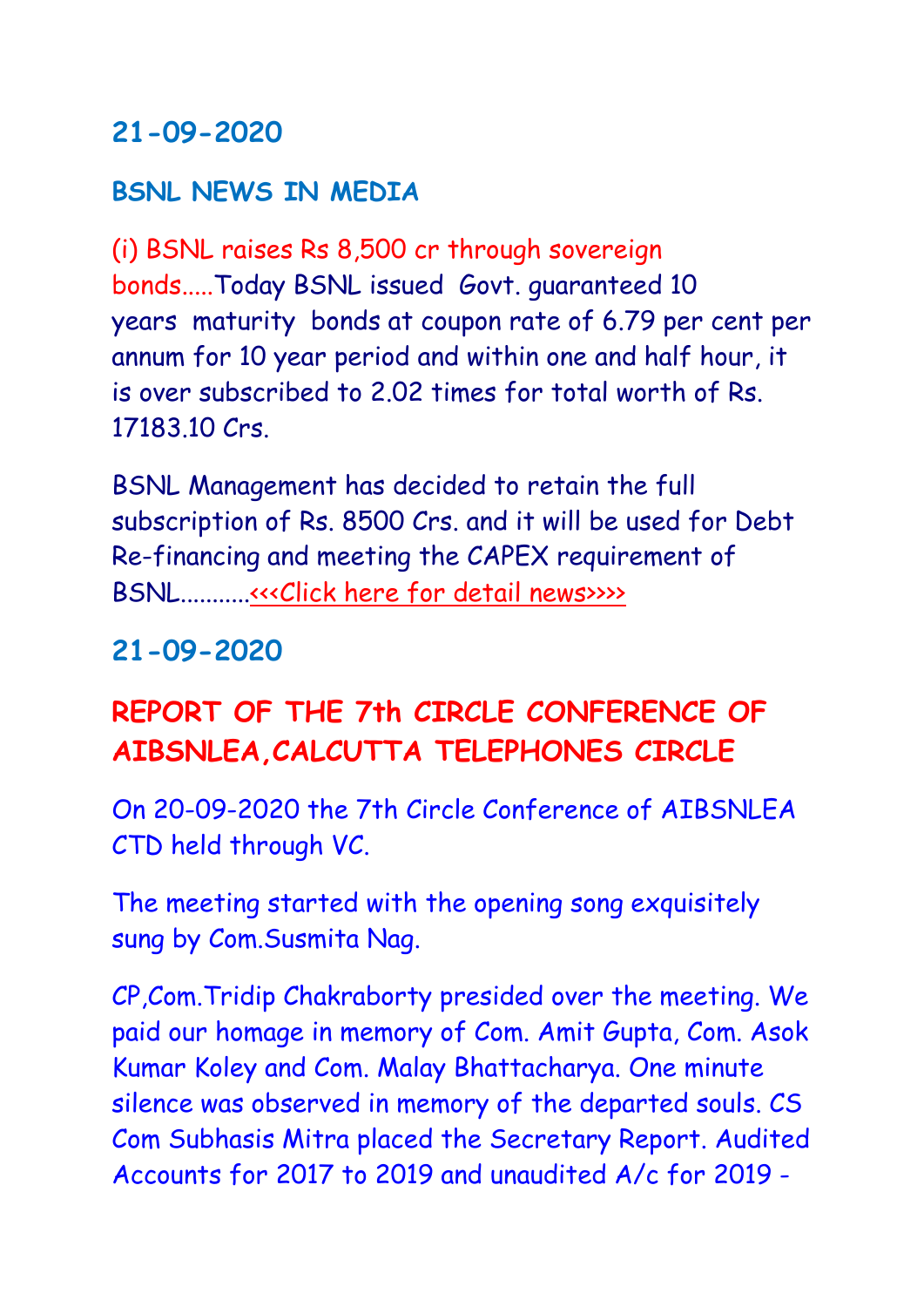## 21-09-2020

### BSNL NEWS IN MEDIA

(i) BSNL raises Rs 8,500 cr through sovereign bonds.....Today BSNL issued Govt. guaranteed 10 years maturity bonds at coupon rate of 6.79 per cent per annum for 10 year period and within one and half hour, it is over subscribed to 2.02 times for total worth of Rs. 17183.10 Crs.

BSNL Management has decided to retain the full subscription of Rs. 8500 Crs. and it will be used for Debt Re-financing and meeting the CAPEX requirement of BSNL...........<<<Click here for detail news>>>>

## 21-09-2020

## REPORT OF THE 7th CIRCLE CONFERENCE OF AIBSNLEA,CALCUTTA TELEPHONES CIRCLE

On 20-09-2020 the 7th Circle Conference of AIBSNLEA CTD held through VC.

The meeting started with the opening song exquisitely sung by Com.Susmita Nag.

CP,Com.Tridip Chakraborty presided over the meeting. We paid our homage in memory of Com. Amit Gupta, Com. Asok Kumar Koley and Com. Malay Bhattacharya. One minute silence was observed in memory of the departed souls. CS Com Subhasis Mitra placed the Secretary Report. Audited Accounts for 2017 to 2019 and unaudited A/c for 2019 -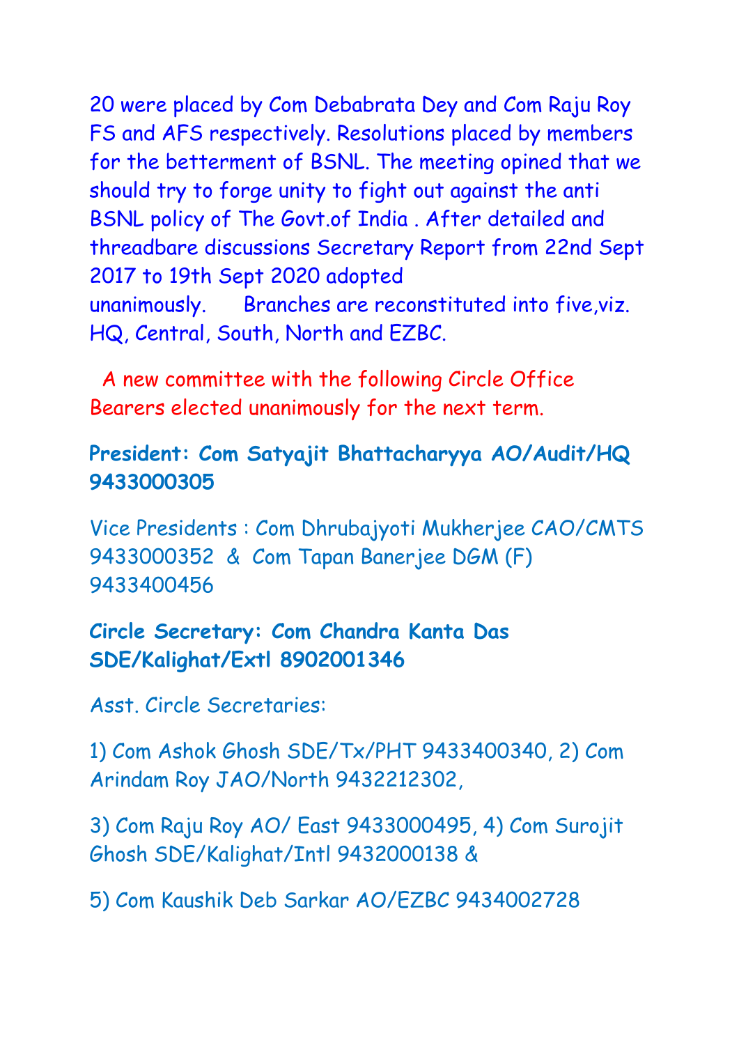20 were placed by Com Debabrata Dey and Com Raju Roy FS and AFS respectively. Resolutions placed by members for the betterment of BSNL. The meeting opined that we should try to forge unity to fight out against the anti BSNL policy of The Govt.of India . After detailed and threadbare discussions Secretary Report from 22nd Sept 2017 to 19th Sept 2020 adopted unanimously. Branches are reconstituted into five,viz. HQ, Central, South, North and EZBC.

A new committee with the following Circle Office Bearers elected unanimously for the next term.

**President: Com Satyajit Bhattacharyya AO/Audit/HQ 9433000305**

Vice Presidents : Com Dhrubajyoti Mukherjee CAO/CMTS 9433000352 & Com Tapan Banerjee DGM (F) 9433400456

**Circle Secretary: Com Chandra Kanta Das SDE/Kalighat/Extl 8902001346**

Asst. Circle Secretaries:

1) Com Ashok Ghosh SDE/Tx/PHT 9433400340, 2) Com Arindam Roy JAO/North 9432212302,

3) Com Raju Roy AO/ East 9433000495, 4) Com Surojit Ghosh SDE/Kalighat/Intl 9432000138 &

5) Com Kaushik Deb Sarkar AO/EZBC 9434002728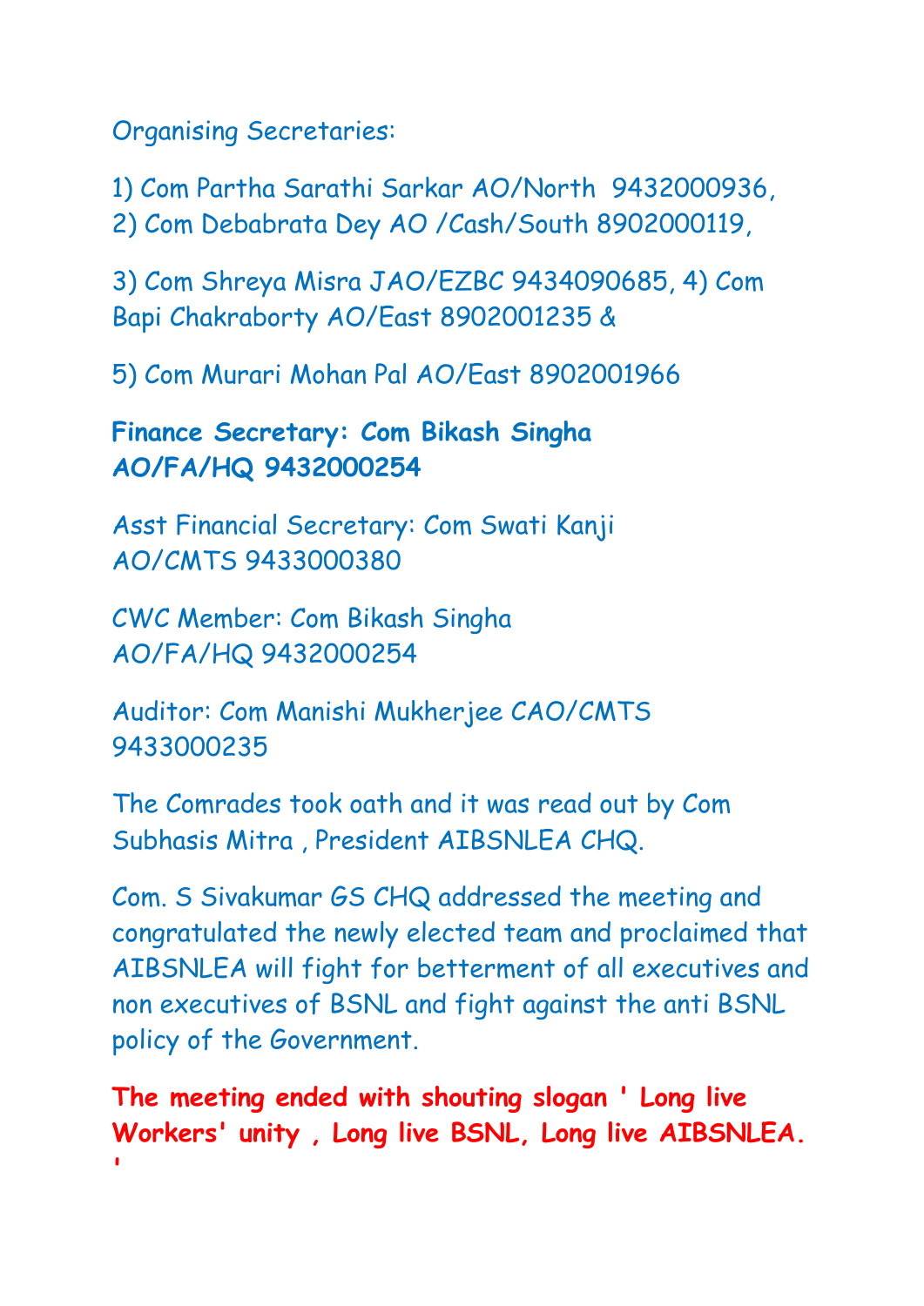Organising Secretaries:

1) Com Partha Sarathi Sarkar AO/North 9432000936,
2) Com Debabrata Dey AO /Cash/South 8902000119,

3) Com Shreya Misra JAO/EZBC 9434090685, 4) Com Bapi Chakraborty AO/East 8902001235 &

5) Com Murari Mohan Pal AO/East 8902001966

**Finance Secretary: Com Bikash Singha AO/FA/HQ 9432000254**

Asst Financial Secretary: Com Swati Kanji AO/CMTS 9433000380

CWC Member: Com Bikash Singha AO/FA/HQ 9432000254

Auditor: Com Manishi Mukherjee CAO/CMTS 9433000235

The Comrades took oath and it was read out by Com Subhasis Mitra , President AIBSNLEA CHQ.

Com. S Sivakumar GS CHQ addressed the meeting and congratulated the newly elected team and proclaimed that AIBSNLEA will fight for betterment of all executives and non executives of BSNL and fight against the anti BSNL policy of the Government.

**The meeting ended with shouting slogan ' Long live Workers' unity , Long live BSNL, Long live AIBSNLEA. '**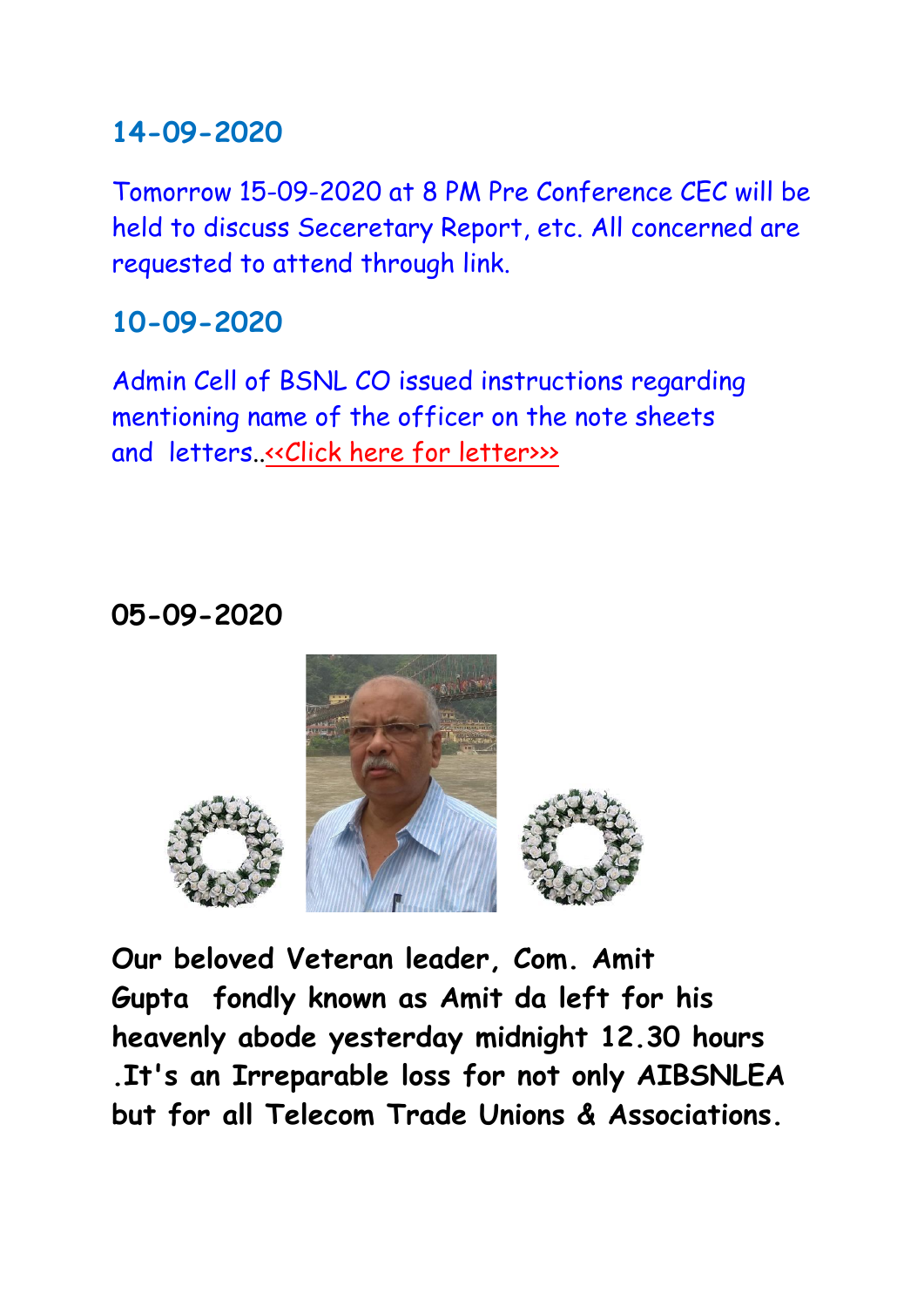### 14-09-2020

Tomorrow 15-09-2020 at 8 PM Pre Conference CEC will be held to discuss Seceretary Report, etc. All concerned are requested to attend through link.

### 10-09-2020

Admin Cell of BSNL CO issued instructions regarding mentioning name of the officer on the note sheets and letters..<<Click here for letter>>>

**05-09-2020**

**Our beloved Veteran leader, Com. Amit Gupta fondly known as Amit da left for his heavenly abode yesterday midnight 12.30 hours .It's an Irreparable loss for not only AIBSNLEA but for all Telecom Trade Unions & Associations.**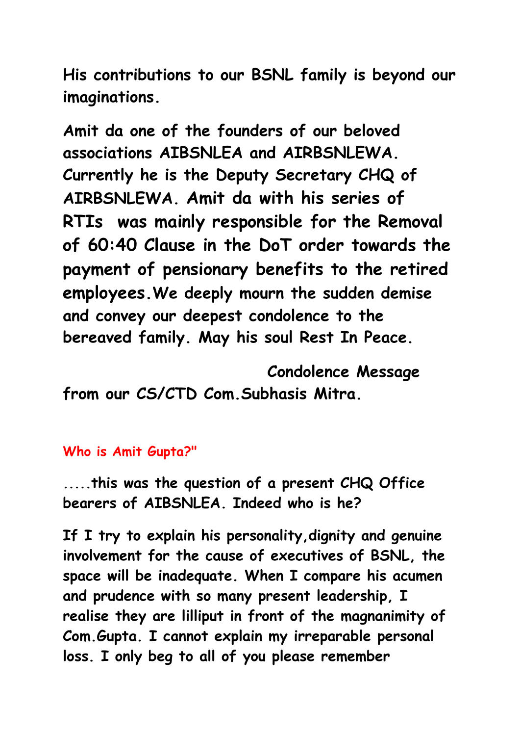**His contributions to our BSNL family is beyond our imaginations.**

**Amit da one of the founders of our beloved associations AIBSNLEA and AIRBSNLEWA. Currently he is the Deputy Secretary CHQ of AIRBSNLEWA. Amit da with his series of RTIs was mainly responsible for the Removal of 60:40 Clause in the DoT order towards the payment of pensionary benefits to the retired employees.We deeply mourn the sudden demise and convey our deepest condolence to the bereaved family. May his soul Rest In Peace.**

**Condolence Message from our CS/CTD Com.Subhasis Mitra.**

**Who is Amit Gupta?"**

**.....this was the question of a present CHQ Office bearers of AIBSNLEA. Indeed who is he?**

**If I try to explain his personality,dignity and genuine involvement for the cause of executives of BSNL, the space will be inadequate. When I compare his acumen and prudence with so many present leadership, I realise they are lilliput in front of the magnanimity of Com.Gupta. I cannot explain my irreparable personal loss. I only beg to all of you please remember**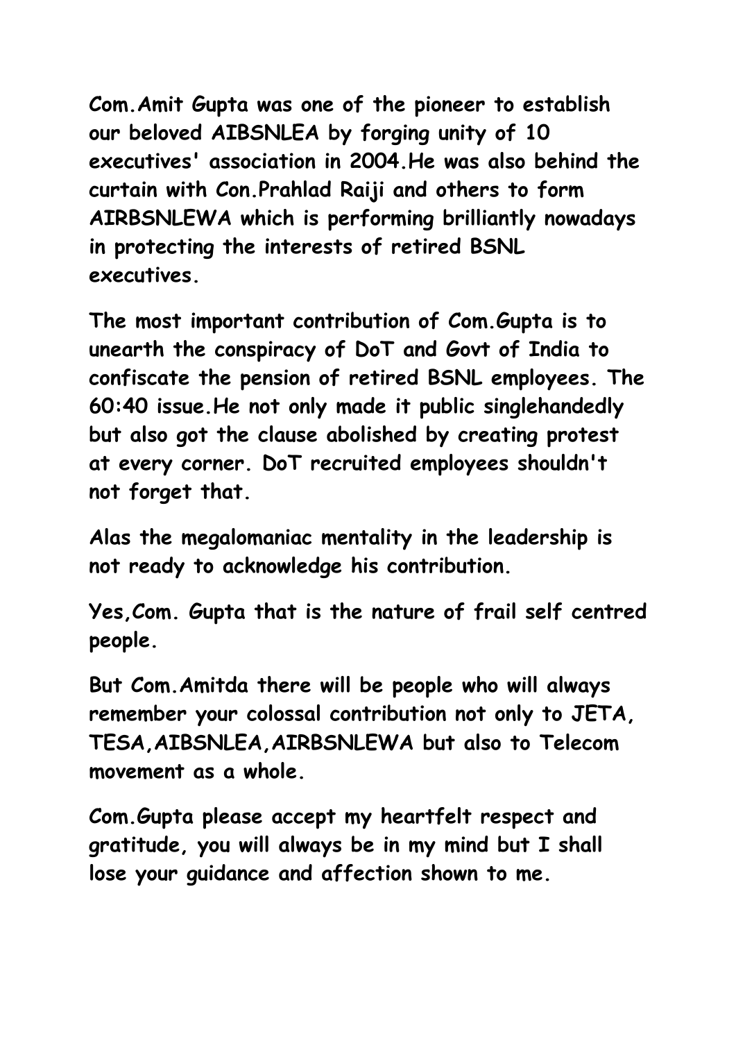**Com.Amit Gupta was one of the pioneer to establish our beloved AIBSNLEA by forging unity of 10 executives' association in 2004.He was also behind the curtain with Con.Prahlad Raiji and others to form AIRBSNLEWA which is performing brilliantly nowadays in protecting the interests of retired BSNL executives.**

**The most important contribution of Com.Gupta is to unearth the conspiracy of DoT and Govt of India to confiscate the pension of retired BSNL employees. The 60:40 issue.He not only made it public singlehandedly but also got the clause abolished by creating protest at every corner. DoT recruited employees shouldn't not forget that.**

**Alas the megalomaniac mentality in the leadership is not ready to acknowledge his contribution.**

**Yes,Com. Gupta that is the nature of frail self centred people.**

**But Com.Amitda there will be people who will always remember your colossal contribution not only to JETA, TESA,AIBSNLEA,AIRBSNLEWA but also to Telecom movement as a whole.**

**Com.Gupta please accept my heartfelt respect and gratitude, you will always be in my mind but I shall lose your guidance and affection shown to me.**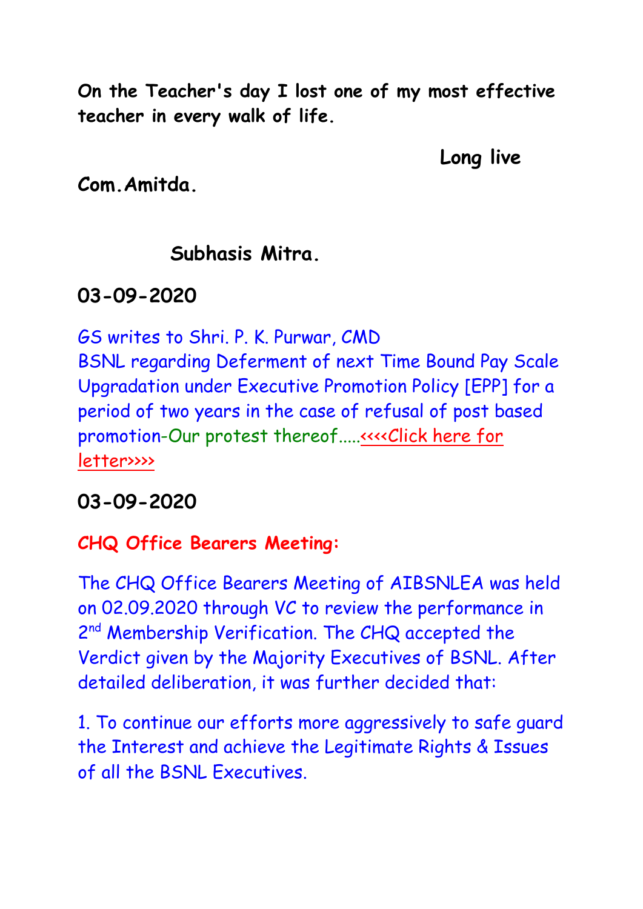**On the Teacher's day I lost one of my most effective teacher in every walk of life.**

**Long live Com.Amitda.**

**Subhasis Mitra.**

**03-09-2020**

GS writes to Shri. P. K. Purwar, CMD BSNL regarding Deferment of next Time Bound Pay Scale Upgradation under Executive Promotion Policy [EPP] for a period of two years in the case of refusal of post based promotion-Our protest thereof.....<<<<Click here for letter>>>>

**03-09-2020**

**CHQ Office Bearers Meeting:**

The CHQ Office Bearers Meeting of AIBSNLEA was held on 02.09.2020 through VC to review the performance in 2nd Membership Verification. The CHQ accepted the Verdict given by the Majority Executives of BSNL. After detailed deliberation, it was further decided that:

1. To continue our efforts more aggressively to safe guard the Interest and achieve the Legitimate Rights & Issues of all the BSNL Executives.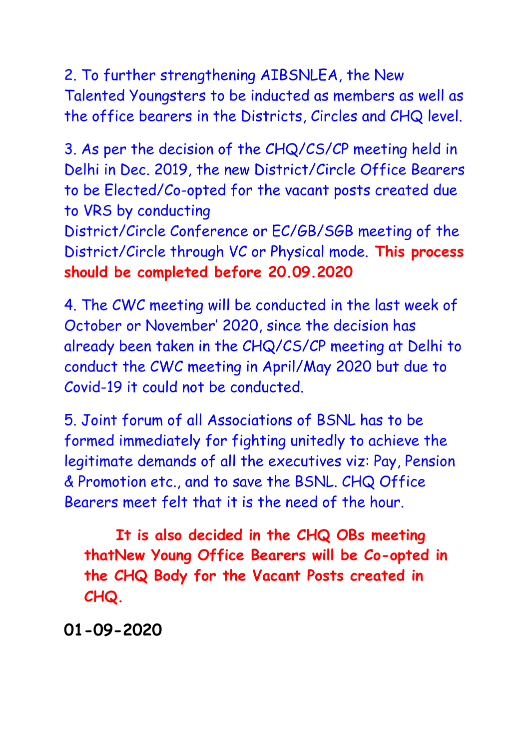2. To further strengthening AIBSNLEA, the New Talented Youngsters to be inducted as members as well as the office bearers in the Districts, Circles and CHQ level.

3. As per the decision of the CHQ/CS/CP meeting held in Delhi in Dec. 2019, the new District/Circle Office Bearers to be Elected/Co-opted for the vacant posts created due to VRS by conducting District/Circle Conference or EC/GB/SGB meeting of the District/Circle through VC or Physical mode. **This process should be completed before 20.09.2020**

4. The CWC meeting will be conducted in the last week of October or November' 2020, since the decision has already been taken in the CHQ/CS/CP meeting at Delhi to conduct the CWC meeting in April/May 2020 but due to Covid-19 it could not be conducted.

5. Joint forum of all Associations of BSNL has to be formed immediately for fighting unitedly to achieve the legitimate demands of all the executives viz: Pay, Pension & Promotion etc., and to save the BSNL. CHQ Office Bearers meet felt that it is the need of the hour.

**It is also decided in the CHQ OBs meeting thatNew Young Office Bearers will be Co-opted in the CHQ Body for the Vacant Posts created in CHQ.**

**01-09-2020**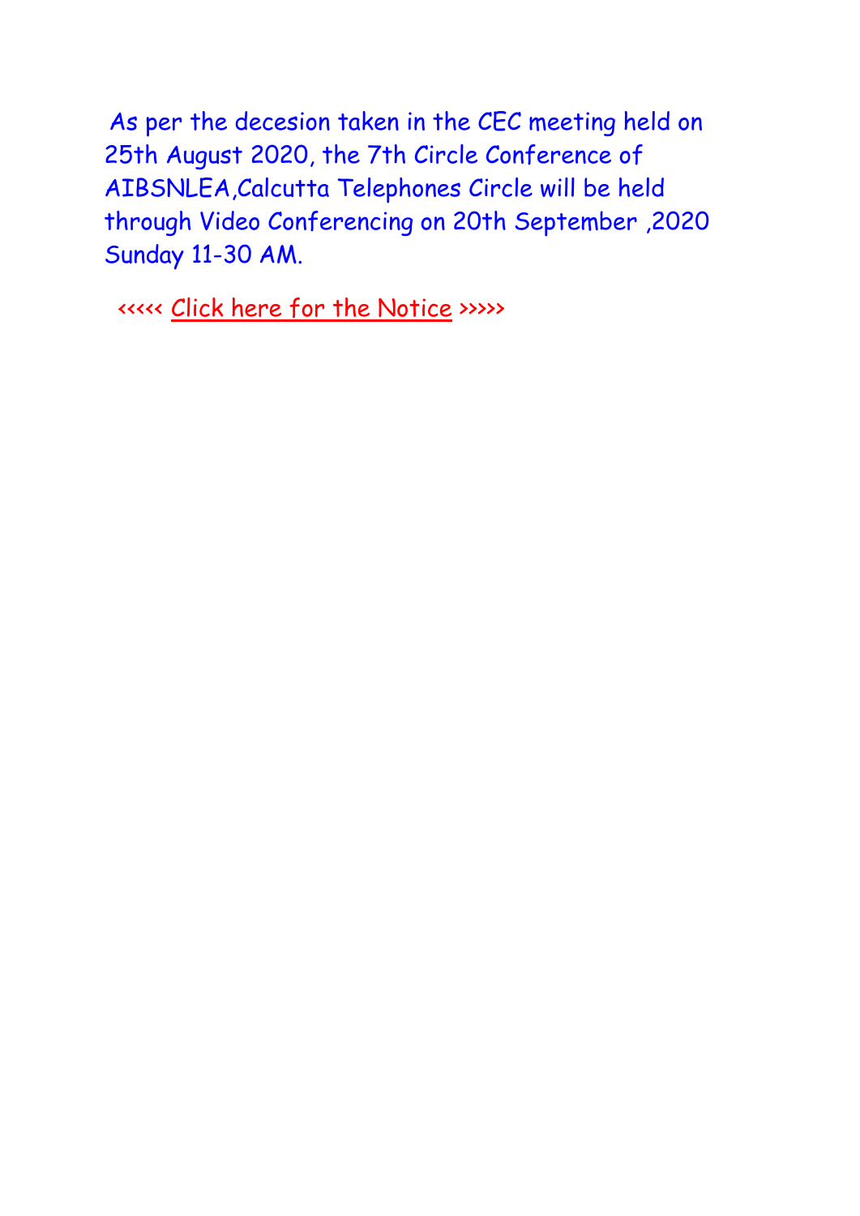As per the decesion taken in the CEC meeting held on 25th August 2020, the 7th Circle Conference of AIBSNLEA,Calcutta Telephones Circle will be held through Video Conferencing on 20th September ,2020 Sunday 11-30 AM.

<<<<< Click here for the Notice >>>>>